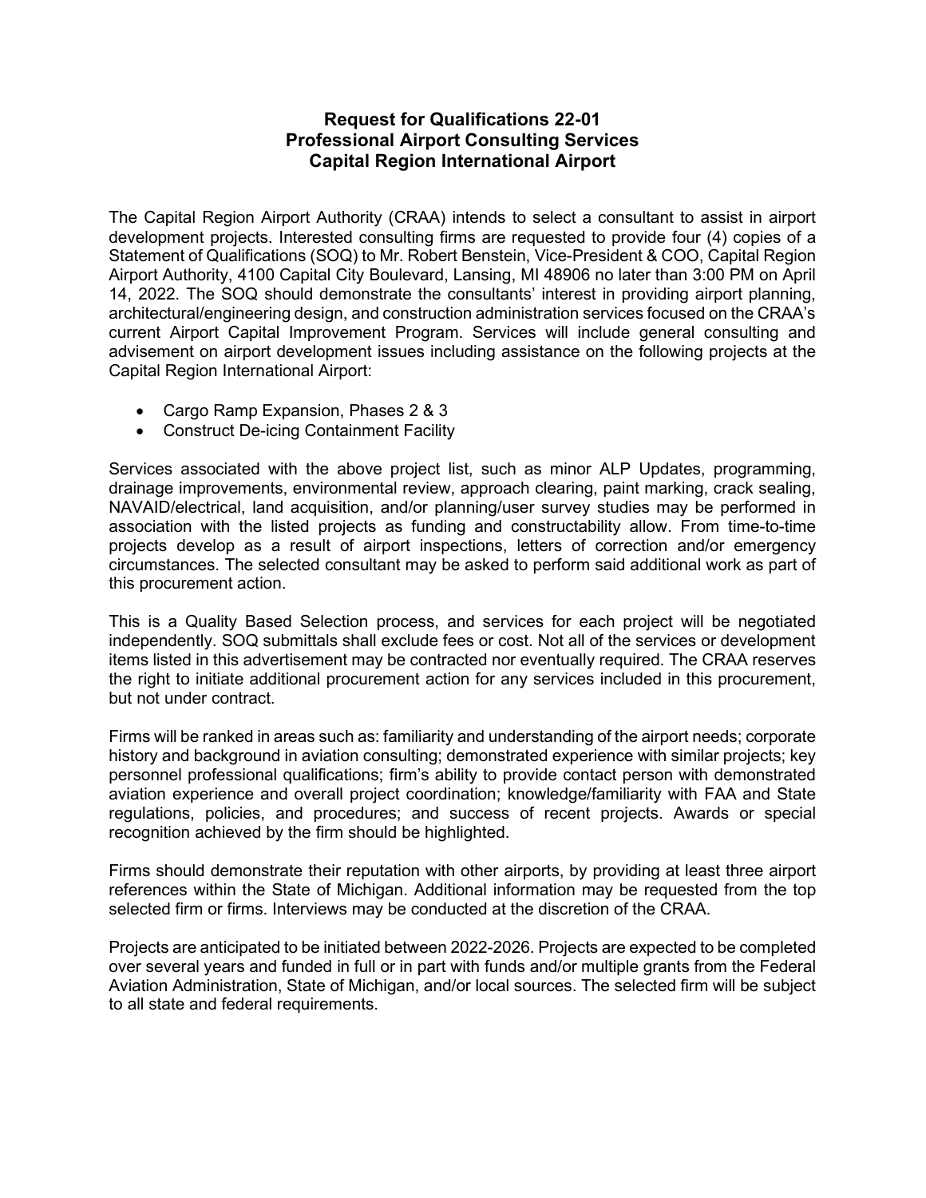# Request for Qualifications 22-01
# Professional Airport Consulting Services
# Capital Region International Airport

The Capital Region Airport Authority (CRAA) intends to select a consultant to assist in airport development projects. Interested consulting firms are requested to provide four (4) copies of a Statement of Qualifications (SOQ) to Mr. Robert Benstein, Vice-President & COO, Capital Region Airport Authority, 4100 Capital City Boulevard, Lansing, MI 48906 no later than 3:00 PM on April 14, 2022. The SOQ should demonstrate the consultants' interest in providing airport planning, architectural/engineering design, and construction administration services focused on the CRAA's current Airport Capital Improvement Program. Services will include general consulting and advisement on airport development issues including assistance on the following projects at the Capital Region International Airport:

- Cargo Ramp Expansion, Phases 2 & 3
- Construct De-icing Containment Facility

Services associated with the above project list, such as minor ALP Updates, programming, drainage improvements, environmental review, approach clearing, paint marking, crack sealing, NAVAID/electrical, land acquisition, and/or planning/user survey studies may be performed in association with the listed projects as funding and constructability allow. From time-to-time projects develop as a result of airport inspections, letters of correction and/or emergency circumstances. The selected consultant may be asked to perform said additional work as part of this procurement action.

This is a Quality Based Selection process, and services for each project will be negotiated independently. SOQ submittals shall exclude fees or cost. Not all of the services or development items listed in this advertisement may be contracted nor eventually required. The CRAA reserves the right to initiate additional procurement action for any services included in this procurement, but not under contract.

Firms will be ranked in areas such as: familiarity and understanding of the airport needs; corporate history and background in aviation consulting; demonstrated experience with similar projects; key personnel professional qualifications; firm's ability to provide contact person with demonstrated aviation experience and overall project coordination; knowledge/familiarity with FAA and State regulations, policies, and procedures; and success of recent projects. Awards or special recognition achieved by the firm should be highlighted.

Firms should demonstrate their reputation with other airports, by providing at least three airport references within the State of Michigan. Additional information may be requested from the top selected firm or firms. Interviews may be conducted at the discretion of the CRAA.

Projects are anticipated to be initiated between 2022-2026. Projects are expected to be completed over several years and funded in full or in part with funds and/or multiple grants from the Federal Aviation Administration, State of Michigan, and/or local sources. The selected firm will be subject to all state and federal requirements.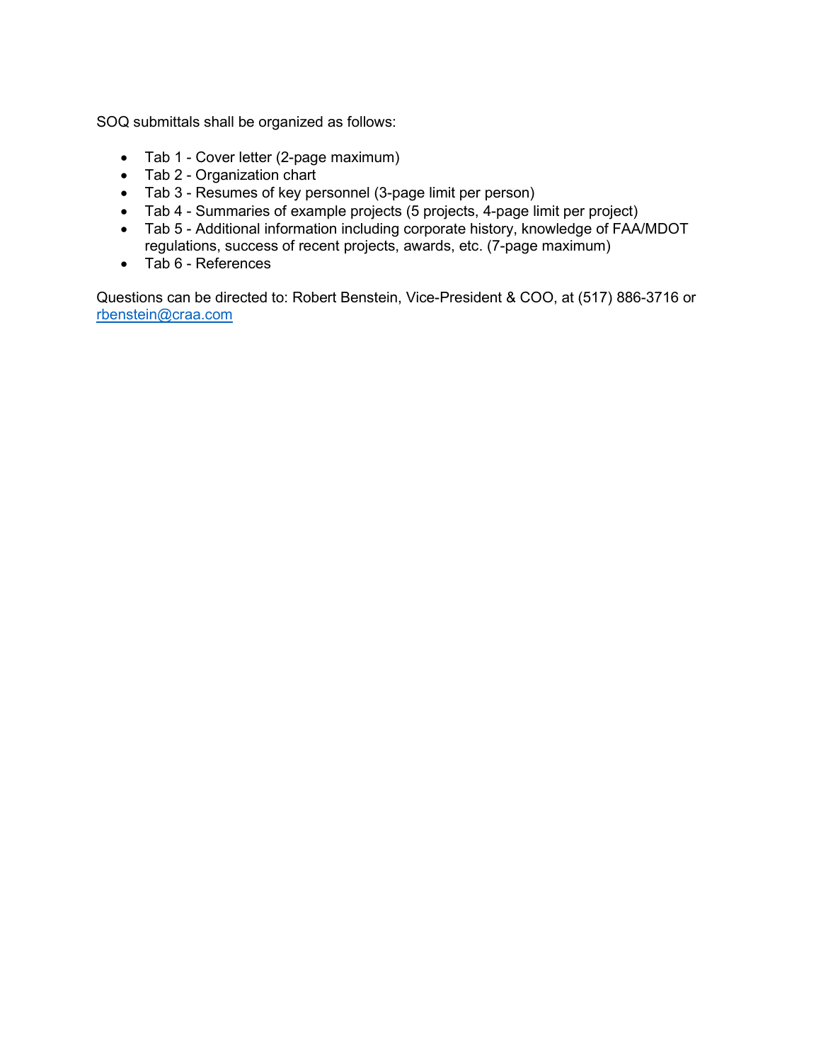SOQ submittals shall be organized as follows:

- Tab 1 - Cover letter (2-page maximum)
- Tab 2 - Organization chart
- Tab 3 - Resumes of key personnel (3-page limit per person)
- Tab 4 - Summaries of example projects (5 projects, 4-page limit per project)
- Tab 5 - Additional information including corporate history, knowledge of FAA/MDOT regulations, success of recent projects, awards, etc. (7-page maximum)
- Tab 6 - References

Questions can be directed to: Robert Benstein, Vice-President & COO, at (517) 886-3716 or [rbenstein@craa.com](mailto:rbenstein@craa.com)